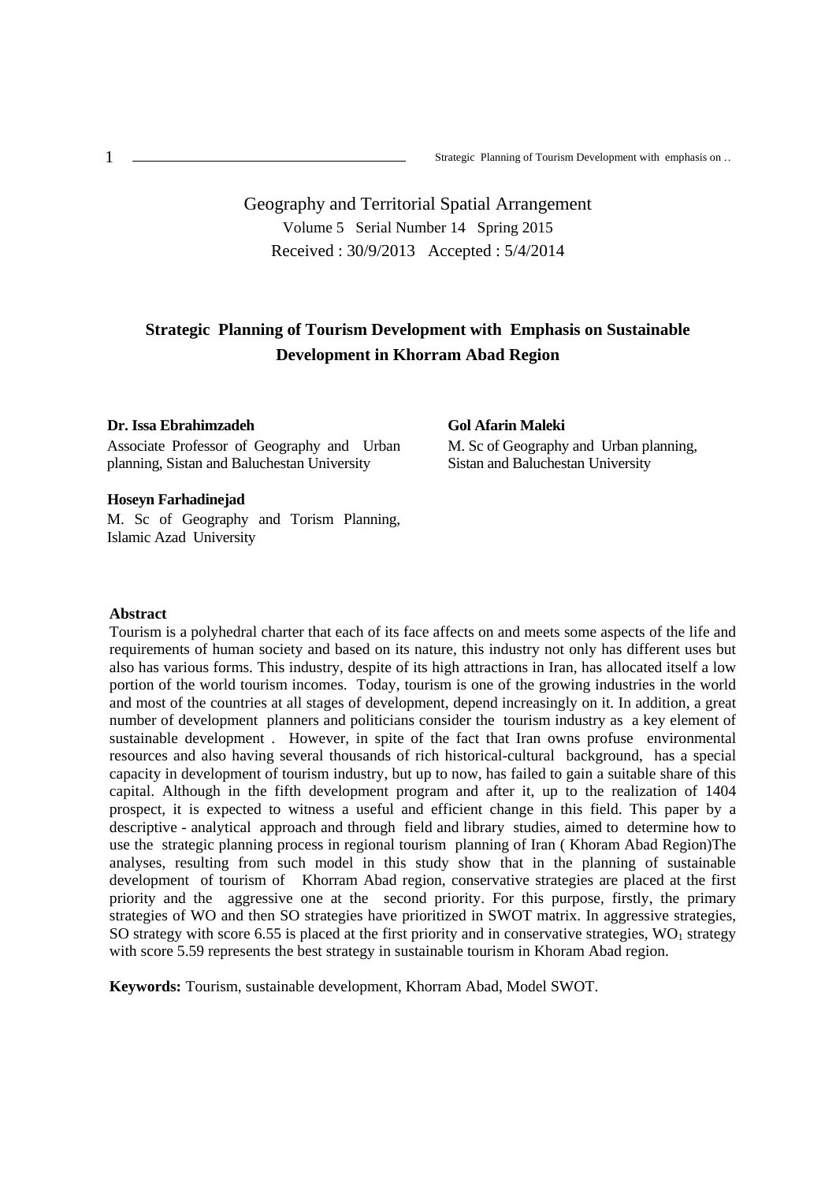Geography and Territorial Spatial Arrangement
Volume 5 Serial Number 14 Spring 2015
Received : 30/9/2013 Accepted : 5/4/2014

# Strategic Planning of Tourism Development with Emphasis on Sustainable Development in Khorram Abad Region

**Dr. Issa Ebrahimzadeh**
Associate Professor of Geography and Urban planning, Sistan and Baluchestan University

**Gol Afarin Maleki**
M. Sc of Geography and Urban planning, Sistan and Baluchestan University

**Hoseyn Farhadinejad**
M. Sc of Geography and Torism Planning, Islamic Azad University

**Abstract**

Tourism is a polyhedral charter that each of its face affects on and meets some aspects of the life and requirements of human society and based on its nature, this industry not only has different uses but also has various forms. This industry, despite of its high attractions in Iran, has allocated itself a low portion of the world tourism incomes. Today, tourism is one of the growing industries in the world and most of the countries at all stages of development, depend increasingly on it. In addition, a great number of development planners and politicians consider the tourism industry as a key element of sustainable development . However, in spite of the fact that Iran owns profuse environmental resources and also having several thousands of rich historical-cultural background, has a special capacity in development of tourism industry, but up to now, has failed to gain a suitable share of this capital. Although in the fifth development program and after it, up to the realization of 1404 prospect, it is expected to witness a useful and efficient change in this field. This paper by a descriptive - analytical approach and through field and library studies, aimed to determine how to use the strategic planning process in regional tourism planning of Iran ( Khoram Abad Region)The analyses, resulting from such model in this study show that in the planning of sustainable development of tourism of Khorram Abad region, conservative strategies are placed at the first priority and the aggressive one at the second priority. For this purpose, firstly, the primary strategies of WO and then SO strategies have prioritized in SWOT matrix. In aggressive strategies, SO strategy with score 6.55 is placed at the first priority and in conservative strategies, $WO_1$ strategy with score 5.59 represents the best strategy in sustainable tourism in Khoram Abad region.

**Keywords:** Tourism, sustainable development, Khorram Abad, Model SWOT.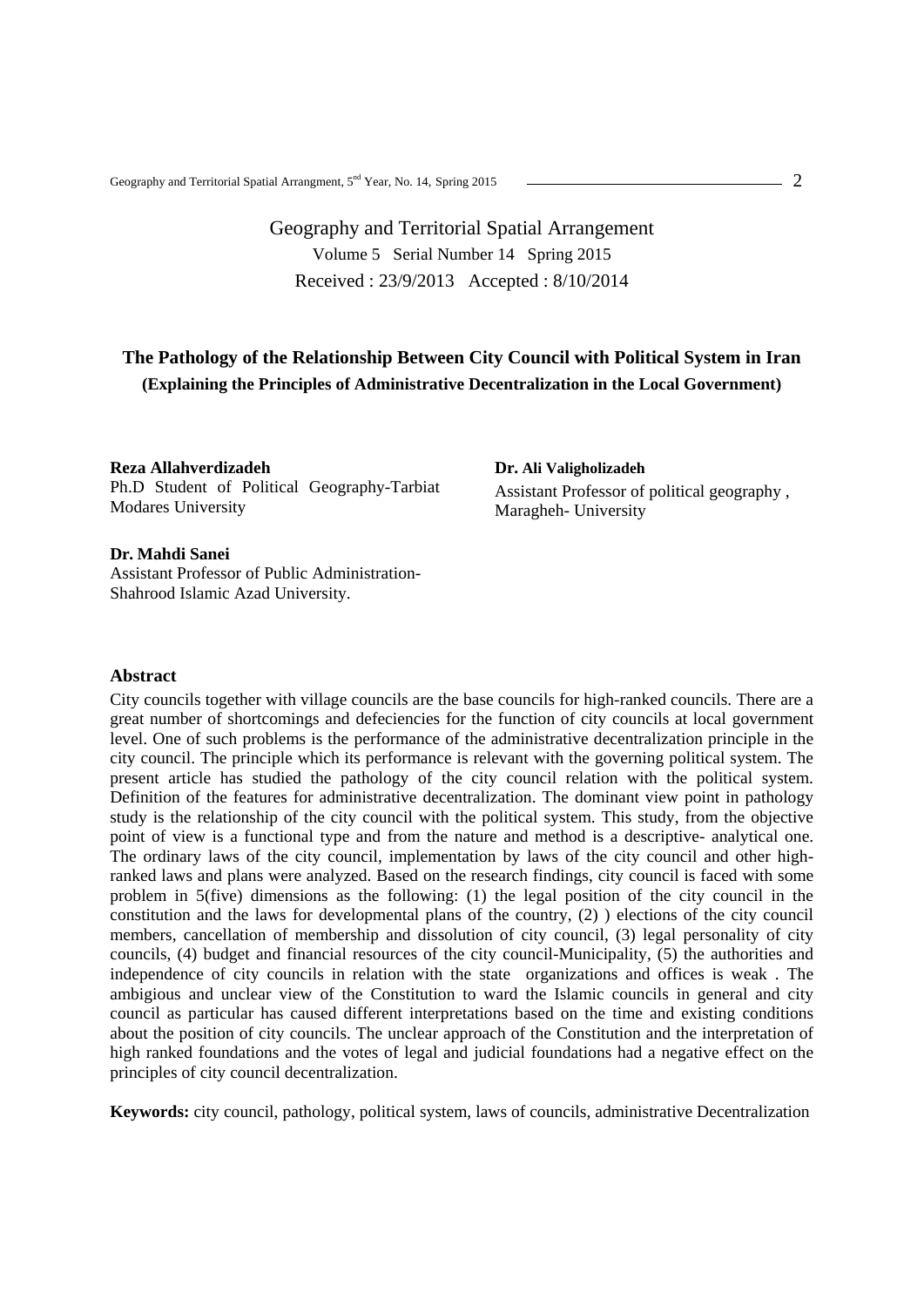Geography and Territorial Spatial Arrangement

Volume 5 Serial Number 14 Spring 2015

Received : 23/9/2013 Accepted : 8/10/2014

## The Pathology of the Relationship Between City Council with Political System in Iran

**(Explaining the Principles of Administrative Decentralization in the Local Government)**

**Reza Allahverdizadeh**
Ph.D Student of Political Geography-Tarbiat Modares University

**Dr. Ali Valigholizadeh**
Assistant Professor of political geography , Maragheh- University

**Dr. Mahdi Sanei**
Assistant Professor of Public Administration-Shahrood Islamic Azad University.

### Abstract

City councils together with village councils are the base councils for high-ranked councils. There are a great number of shortcomings and defeciencies for the function of city councils at local government level. One of such problems is the performance of the administrative decentralization principle in the city council. The principle which its performance is relevant with the governing political system. The present article has studied the pathology of the city council relation with the political system. Definition of the features for administrative decentralization. The dominant view point in pathology study is the relationship of the city council with the political system. This study, from the objective point of view is a functional type and from the nature and method is a descriptive- analytical one. The ordinary laws of the city council, implementation by laws of the city council and other high-ranked laws and plans were analyzed. Based on the research findings, city council is faced with some problem in 5(five) dimensions as the following: (1) the legal position of the city council in the constitution and the laws for developmental plans of the country, (2) ) elections of the city council members, cancellation of membership and dissolution of city council, (3) legal personality of city councils, (4) budget and financial resources of the city council-Municipality, (5) the authorities and independence of city councils in relation with the state organizations and offices is weak . The ambigious and unclear view of the Constitution to ward the Islamic councils in general and city council as particular has caused different interpretations based on the time and existing conditions about the position of city councils. The unclear approach of the Constitution and the interpretation of high ranked foundations and the votes of legal and judicial foundations had a negative effect on the principles of city council decentralization.

**Keywords:** city council, pathology, political system, laws of councils, administrative Decentralization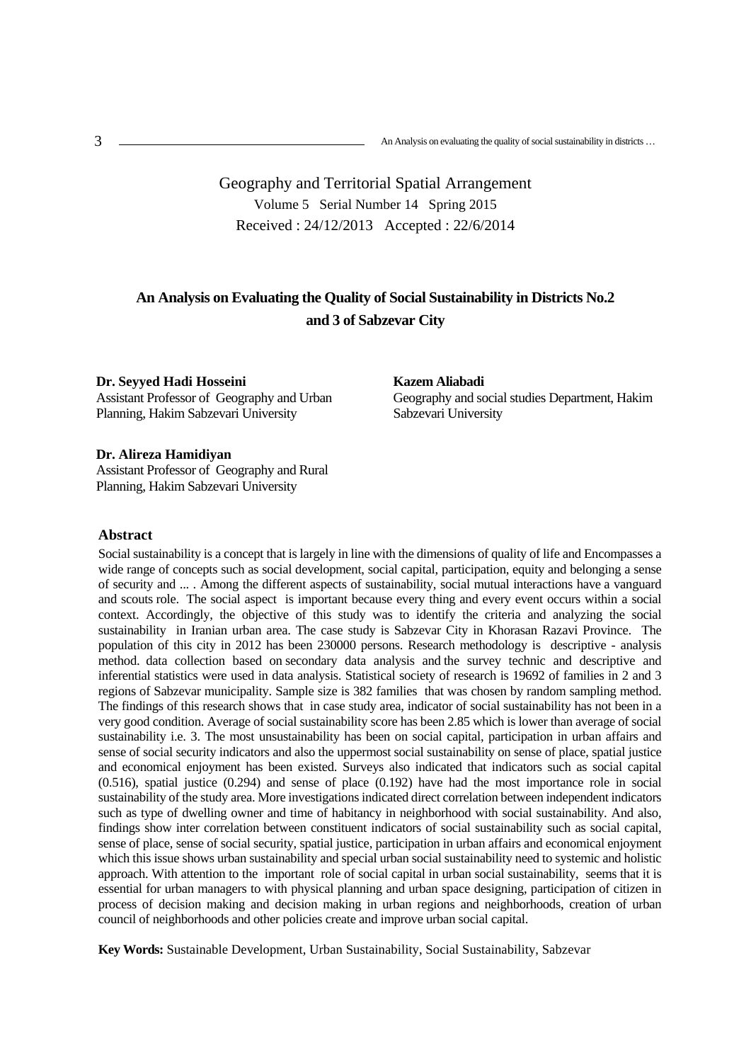Geography and Territorial Spatial Arrangement
Volume 5 Serial Number 14 Spring 2015
Received : 24/12/2013 Accepted : 22/6/2014

# An Analysis on Evaluating the Quality of Social Sustainability in Districts No.2 and 3 of Sabzevar City

**Dr. Seyyed Hadi Hosseini**
Assistant Professor of Geography and Urban Planning, Hakim Sabzevari University

**Kazem Aliabadi**
Geography and social studies Department, Hakim Sabzevari University

**Dr. Alireza Hamidiyan**
Assistant Professor of Geography and Rural Planning, Hakim Sabzevari University

## Abstract

Social sustainability is a concept that is largely in line with the dimensions of quality of life and Encompasses a wide range of concepts such as social development, social capital, participation, equity and belonging a sense of security and ... . Among the different aspects of sustainability, social mutual interactions have a vanguard and scouts role. The social aspect is important because every thing and every event occurs within a social context. Accordingly, the objective of this study was to identify the criteria and analyzing the social sustainability in Iranian urban area. The case study is Sabzevar City in Khorasan Razavi Province. The population of this city in 2012 has been 230000 persons. Research methodology is descriptive - analysis method. data collection based on secondary data analysis and the survey technic and descriptive and inferential statistics were used in data analysis. Statistical society of research is 19692 of families in 2 and 3 regions of Sabzevar municipality. Sample size is 382 families that was chosen by random sampling method. The findings of this research shows that in case study area, indicator of social sustainability has not been in a very good condition. Average of social sustainability score has been 2.85 which is lower than average of social sustainability i.e. 3. The most unsustainability has been on social capital, participation in urban affairs and sense of social security indicators and also the uppermost social sustainability on sense of place, spatial justice and economical enjoyment has been existed. Surveys also indicated that indicators such as social capital (0.516), spatial justice (0.294) and sense of place (0.192) have had the most importance role in social sustainability of the study area. More investigations indicated direct correlation between independent indicators such as type of dwelling owner and time of habitancy in neighborhood with social sustainability. And also, findings show inter correlation between constituent indicators of social sustainability such as social capital, sense of place, sense of social security, spatial justice, participation in urban affairs and economical enjoyment which this issue shows urban sustainability and special urban social sustainability need to systemic and holistic approach. With attention to the important role of social capital in urban social sustainability, seems that it is essential for urban managers to with physical planning and urban space designing, participation of citizen in process of decision making and decision making in urban regions and neighborhoods, creation of urban council of neighborhoods and other policies create and improve urban social capital.

**Key Words:** Sustainable Development, Urban Sustainability, Social Sustainability, Sabzevar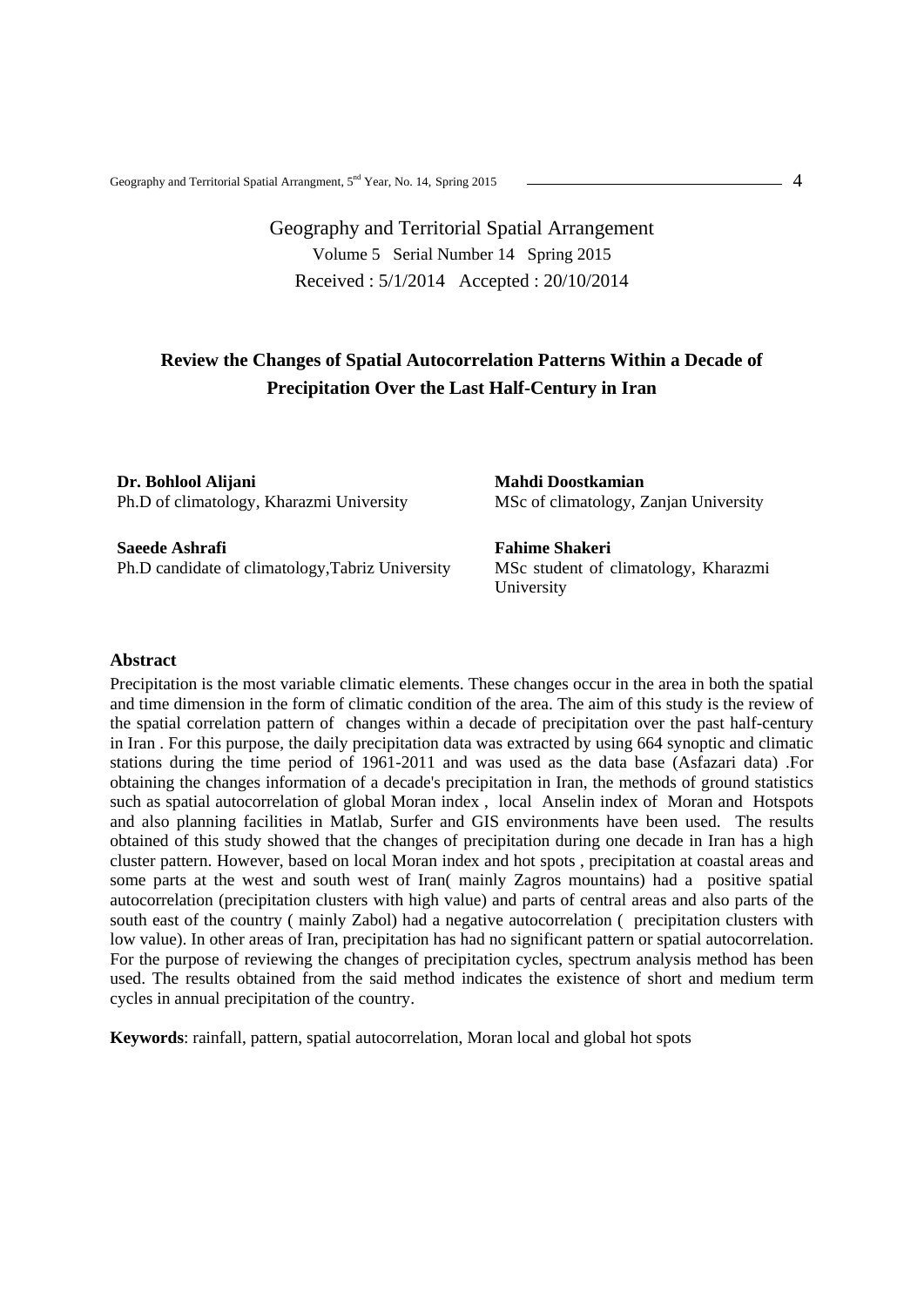Geography and Territorial Spatial Arrangement

Volume 5 Serial Number 14 Spring 2015

Received : 5/1/2014 Accepted : 20/10/2014

# Review the Changes of Spatial Autocorrelation Patterns Within a Decade of Precipitation Over the Last Half-Century in Iran

**Dr. Bohlool Alijani**
Ph.D of climatology, Kharazmi University

**Mahdi Doostkamian**
MSc of climatology, Zanjan University

**Saeede Ashrafi**
Ph.D candidate of climatology,Tabriz University

**Fahime Shakeri**
MSc student of climatology, Kharazmi University

## Abstract

Precipitation is the most variable climatic elements. These changes occur in the area in both the spatial and time dimension in the form of climatic condition of the area. The aim of this study is the review of the spatial correlation pattern of changes within a decade of precipitation over the past half-century in Iran . For this purpose, the daily precipitation data was extracted by using 664 synoptic and climatic stations during the time period of 1961-2011 and was used as the data base (Asfazari data) .For obtaining the changes information of a decade's precipitation in Iran, the methods of ground statistics such as spatial autocorrelation of global Moran index , local Anselin index of Moran and Hotspots and also planning facilities in Matlab, Surfer and GIS environments have been used. The results obtained of this study showed that the changes of precipitation during one decade in Iran has a high cluster pattern. However, based on local Moran index and hot spots , precipitation at coastal areas and some parts at the west and south west of Iran( mainly Zagros mountains) had a positive spatial autocorrelation (precipitation clusters with high value) and parts of central areas and also parts of the south east of the country ( mainly Zabol) had a negative autocorrelation ( precipitation clusters with low value). In other areas of Iran, precipitation has had no significant pattern or spatial autocorrelation. For the purpose of reviewing the changes of precipitation cycles, spectrum analysis method has been used. The results obtained from the said method indicates the existence of short and medium term cycles in annual precipitation of the country.

**Keywords**: rainfall, pattern, spatial autocorrelation, Moran local and global hot spots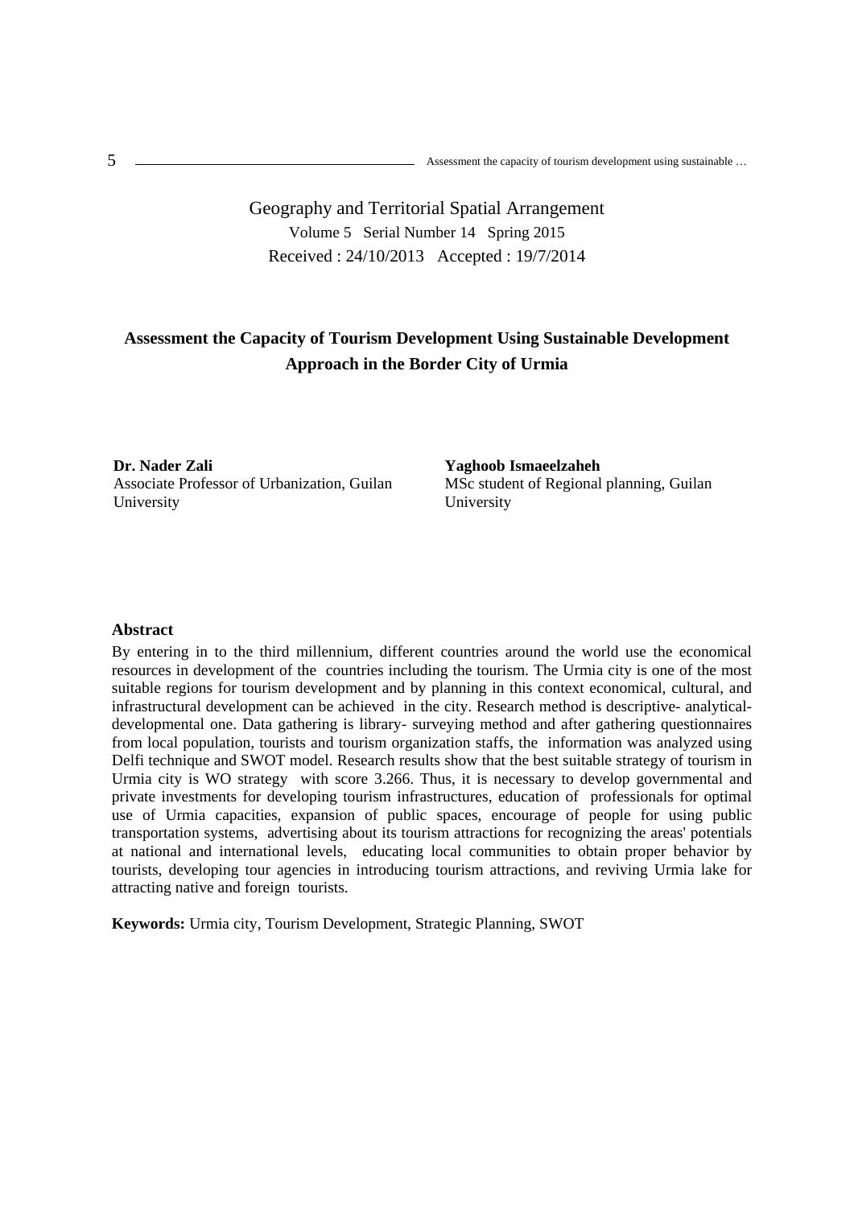Geography and Territorial Spatial Arrangement

Volume 5 Serial Number 14 Spring 2015

Received : 24/10/2013 Accepted : 19/7/2014

# Assessment the Capacity of Tourism Development Using Sustainable Development Approach in the Border City of Urmia

**Dr. Nader Zali**
Associate Professor of Urbanization, Guilan University

**Yaghoob Ismaeelzaheh**
MSc student of Regional planning, Guilan University

## Abstract

By entering in to the third millennium, different countries around the world use the economical resources in development of the countries including the tourism. The Urmia city is one of the most suitable regions for tourism development and by planning in this context economical, cultural, and infrastructural development can be achieved in the city. Research method is descriptive- analytical-developmental one. Data gathering is library- surveying method and after gathering questionnaires from local population, tourists and tourism organization staffs, the information was analyzed using Delfi technique and SWOT model. Research results show that the best suitable strategy of tourism in Urmia city is WO strategy with score 3.266. Thus, it is necessary to develop governmental and private investments for developing tourism infrastructures, education of professionals for optimal use of Urmia capacities, expansion of public spaces, encourage of people for using public transportation systems, advertising about its tourism attractions for recognizing the areas' potentials at national and international levels, educating local communities to obtain proper behavior by tourists, developing tour agencies in introducing tourism attractions, and reviving Urmia lake for attracting native and foreign tourists.

**Keywords:** Urmia city, Tourism Development, Strategic Planning, SWOT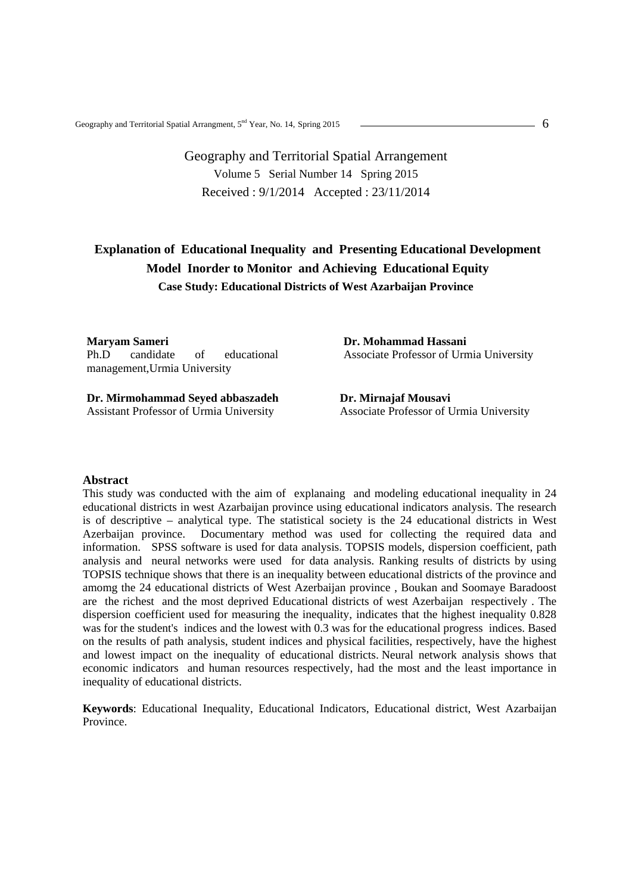Geography and Territorial Spatial Arrangement
Volume 5 Serial Number 14 Spring 2015
Received : 9/1/2014 Accepted : 23/11/2014

# Explanation of Educational Inequality and Presenting Educational Development Model Inorder to Monitor and Achieving Educational Equity

### Case Study: Educational Districts of West Azarbaijan Province

**Maryam Sameri**
Ph.D candidate of educational management,Urmia University

**Dr. Mohammad Hassani**
Associate Professor of Urmia University

**Dr. Mirmohammad Seyed abbaszadeh**
Assistant Professor of Urmia University

**Dr. Mirnajaf Mousavi**
Associate Professor of Urmia University

## Abstract

This study was conducted with the aim of explanaing and modeling educational inequality in 24 educational districts in west Azarbaijan province using educational indicators analysis. The research is of descriptive – analytical type. The statistical society is the 24 educational districts in West Azarbaijan province. Documentary method was used for collecting the required data and information. SPSS software is used for data analysis. TOPSIS models, dispersion coefficient, path analysis and neural networks were used for data analysis. Ranking results of districts by using TOPSIS technique shows that there is an inequality between educational districts of the province and amomg the 24 educational districts of West Azerbaijan province , Boukan and Soomaye Baradoost are the richest and the most deprived Educational districts of west Azerbaijan respectively . The dispersion coefficient used for measuring the inequality, indicates that the highest inequality 0.828 was for the student's indices and the lowest with 0.3 was for the educational progress indices. Based on the results of path analysis, student indices and physical facilities, respectively, have the highest and lowest impact on the inequality of educational districts. Neural network analysis shows that economic indicators and human resources respectively, had the most and the least importance in inequality of educational districts.

**Keywords**: Educational Inequality, Educational Indicators, Educational district, West Azarbaijan Province.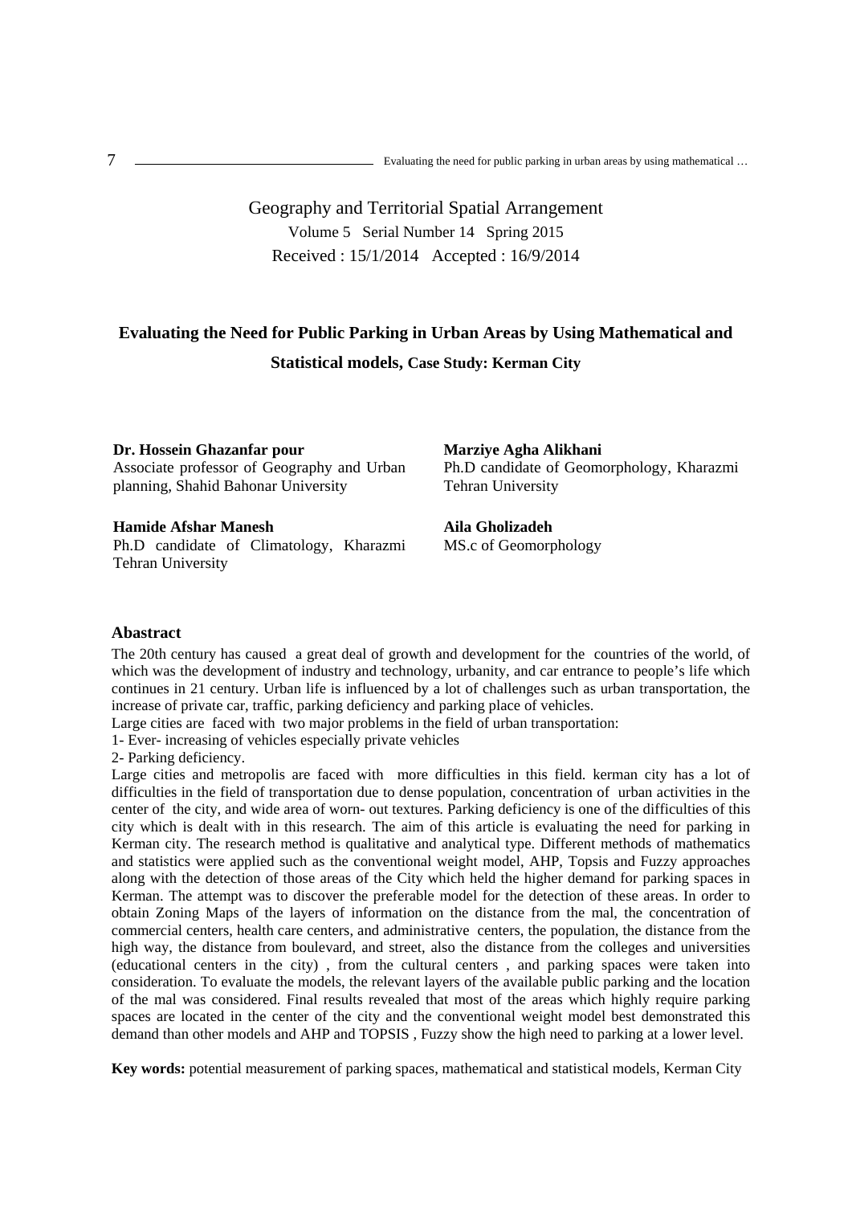Geography and Territorial Spatial Arrangement
Volume 5 Serial Number 14 Spring 2015
Received : 15/1/2014 Accepted : 16/9/2014

# Evaluating the Need for Public Parking in Urban Areas by Using Mathematical and Statistical models, Case Study: Kerman City

**Dr. Hossein Ghazanfar pour**
Associate professor of Geography and Urban planning, Shahid Bahonar University

**Marziye Agha Alikhani**
Ph.D candidate of Geomorphology, Kharazmi Tehran University

**Hamide Afshar Manesh**
Ph.D candidate of Climatology, Kharazmi Tehran University

**Aila Gholizadeh**
MS.c of Geomorphology

## Abastract

The 20th century has caused a great deal of growth and development for the countries of the world, of which was the development of industry and technology, urbanity, and car entrance to people's life which continues in 21 century. Urban life is influenced by a lot of challenges such as urban transportation, the increase of private car, traffic, parking deficiency and parking place of vehicles.

Large cities are faced with two major problems in the field of urban transportation:

1- Ever- increasing of vehicles especially private vehicles

2- Parking deficiency.

Large cities and metropolis are faced with more difficulties in this field. kerman city has a lot of difficulties in the field of transportation due to dense population, concentration of urban activities in the center of the city, and wide area of worn- out textures. Parking deficiency is one of the difficulties of this city which is dealt with in this research. The aim of this article is evaluating the need for parking in Kerman city. The research method is qualitative and analytical type. Different methods of mathematics and statistics were applied such as the conventional weight model, AHP, Topsis and Fuzzy approaches along with the detection of those areas of the City which held the higher demand for parking spaces in Kerman. The attempt was to discover the preferable model for the detection of these areas. In order to obtain Zoning Maps of the layers of information on the distance from the mal, the concentration of commercial centers, health care centers, and administrative centers, the population, the distance from the high way, the distance from boulevard, and street, also the distance from the colleges and universities (educational centers in the city) , from the cultural centers , and parking spaces were taken into consideration. To evaluate the models, the relevant layers of the available public parking and the location of the mal was considered. Final results revealed that most of the areas which highly require parking spaces are located in the center of the city and the conventional weight model best demonstrated this demand than other models and AHP and TOPSIS , Fuzzy show the high need to parking at a lower level.

**Key words:** potential measurement of parking spaces, mathematical and statistical models, Kerman City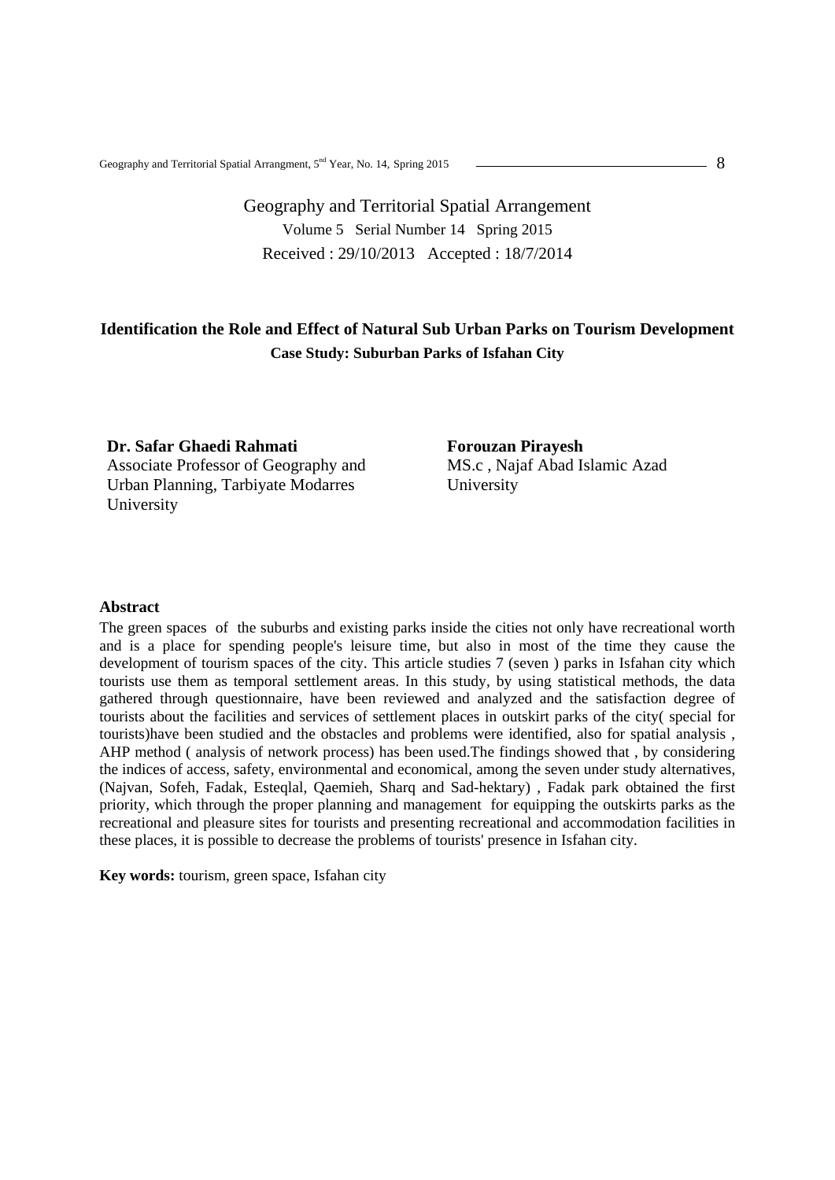Geography and Territorial Spatial Arrangement

Volume 5 Serial Number 14 Spring 2015

Received : 29/10/2013 Accepted : 18/7/2014

# Identification the Role and Effect of Natural Sub Urban Parks on Tourism Development

## Case Study: Suburban Parks of Isfahan City

**Dr. Safar Ghaedi Rahmati**
Associate Professor of Geography and Urban Planning, Tarbiyate Modarres University

**Forouzan Pirayesh**
MS.c , Najaf Abad Islamic Azad University

### Abstract

The green spaces of the suburbs and existing parks inside the cities not only have recreational worth and is a place for spending people's leisure time, but also in most of the time they cause the development of tourism spaces of the city. This article studies 7 (seven ) parks in Isfahan city which tourists use them as temporal settlement areas. In this study, by using statistical methods, the data gathered through questionnaire, have been reviewed and analyzed and the satisfaction degree of tourists about the facilities and services of settlement places in outskirt parks of the city( special for tourists)have been studied and the obstacles and problems were identified, also for spatial analysis , AHP method ( analysis of network process) has been used.The findings showed that , by considering the indices of access, safety, environmental and economical, among the seven under study alternatives, (Najvan, Sofeh, Fadak, Esteqlal, Qaemieh, Sharq and Sad-hektary) , Fadak park obtained the first priority, which through the proper planning and management for equipping the outskirts parks as the recreational and pleasure sites for tourists and presenting recreational and accommodation facilities in these places, it is possible to decrease the problems of tourists' presence in Isfahan city.

**Key words:** tourism, green space, Isfahan city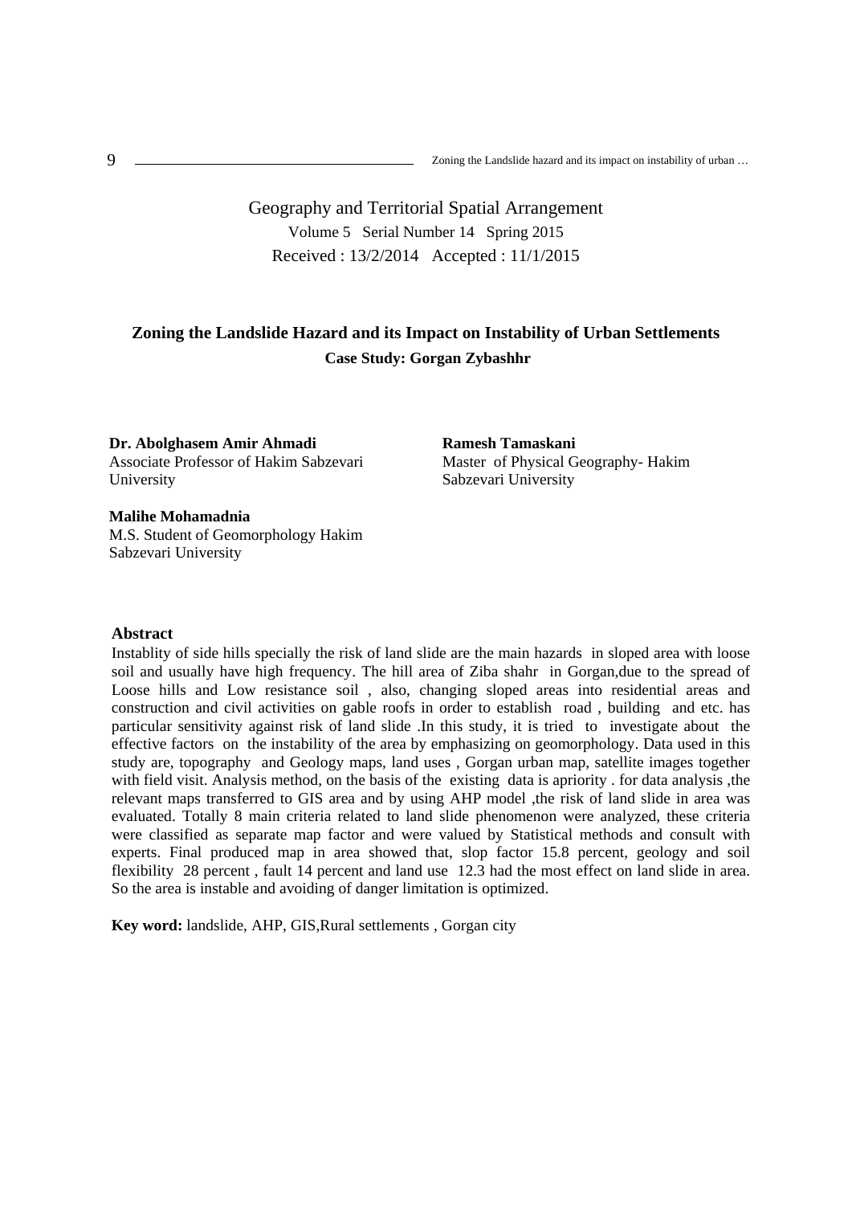Geography and Territorial Spatial Arrangement

Volume 5 Serial Number 14 Spring 2015

Received : 13/2/2014 Accepted : 11/1/2015

# Zoning the Landslide Hazard and its Impact on Instability of Urban Settlements

## Case Study: Gorgan Zybashhr

**Dr. Abolghasem Amir Ahmadi**
Associate Professor of Hakim Sabzevari University

**Ramesh Tamaskani**
Master of Physical Geography- Hakim Sabzevari University

**Malihe Mohamadnia**
M.S. Student of Geomorphology Hakim Sabzevari University

### Abstract

Instablity of side hills specially the risk of land slide are the main hazards in sloped area with loose soil and usually have high frequency. The hill area of Ziba shahr in Gorgan,due to the spread of Loose hills and Low resistance soil , also, changing sloped areas into residential areas and construction and civil activities on gable roofs in order to establish road , building and etc. has particular sensitivity against risk of land slide .In this study, it is tried to investigate about the effective factors on the instability of the area by emphasizing on geomorphology. Data used in this study are, topography and Geology maps, land uses , Gorgan urban map, satellite images together with field visit. Analysis method, on the basis of the existing data is apriority . for data analysis ,the relevant maps transferred to GIS area and by using AHP model ,the risk of land slide in area was evaluated. Totally 8 main criteria related to land slide phenomenon were analyzed, these criteria were classified as separate map factor and were valued by Statistical methods and consult with experts. Final produced map in area showed that, slop factor 15.8 percent, geology and soil flexibility 28 percent , fault 14 percent and land use 12.3 had the most effect on land slide in area. So the area is instable and avoiding of danger limitation is optimized.

**Key word:** landslide, AHP, GIS,Rural settlements , Gorgan city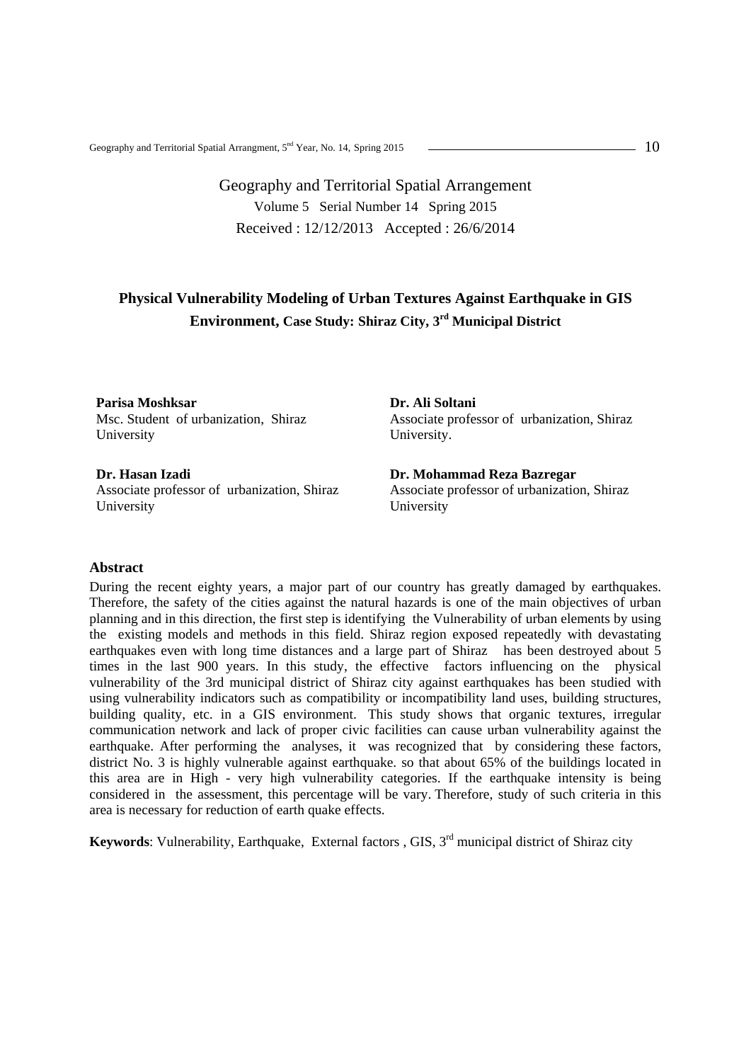Geography and Territorial Spatial Arrangement

Volume 5 Serial Number 14 Spring 2015

Received : 12/12/2013 Accepted : 26/6/2014

# Physical Vulnerability Modeling of Urban Textures Against Earthquake in GIS Environment, Case Study: Shiraz City, 3rd Municipal District

**Parisa Moshksar**
Msc. Student of urbanization, Shiraz University

**Dr. Ali Soltani**
Associate professor of urbanization, Shiraz University.

**Dr. Hasan Izadi**
Associate professor of urbanization, Shiraz University

**Dr. Mohammad Reza Bazregar**
Associate professor of urbanization, Shiraz University

## Abstract

During the recent eighty years, a major part of our country has greatly damaged by earthquakes. Therefore, the safety of the cities against the natural hazards is one of the main objectives of urban planning and in this direction, the first step is identifying the Vulnerability of urban elements by using the existing models and methods in this field. Shiraz region exposed repeatedly with devastating earthquakes even with long time distances and a large part of Shiraz has been destroyed about 5 times in the last 900 years. In this study, the effective factors influencing on the physical vulnerability of the 3rd municipal district of Shiraz city against earthquakes has been studied with using vulnerability indicators such as compatibility or incompatibility land uses, building structures, building quality, etc. in a GIS environment. This study shows that organic textures, irregular communication network and lack of proper civic facilities can cause urban vulnerability against the earthquake. After performing the analyses, it was recognized that by considering these factors, district No. 3 is highly vulnerable against earthquake. so that about 65% of the buildings located in this area are in High - very high vulnerability categories. If the earthquake intensity is being considered in the assessment, this percentage will be vary. Therefore, study of such criteria in this area is necessary for reduction of earth quake effects.

**Keywords**: Vulnerability, Earthquake, External factors , GIS, 3rd municipal district of Shiraz city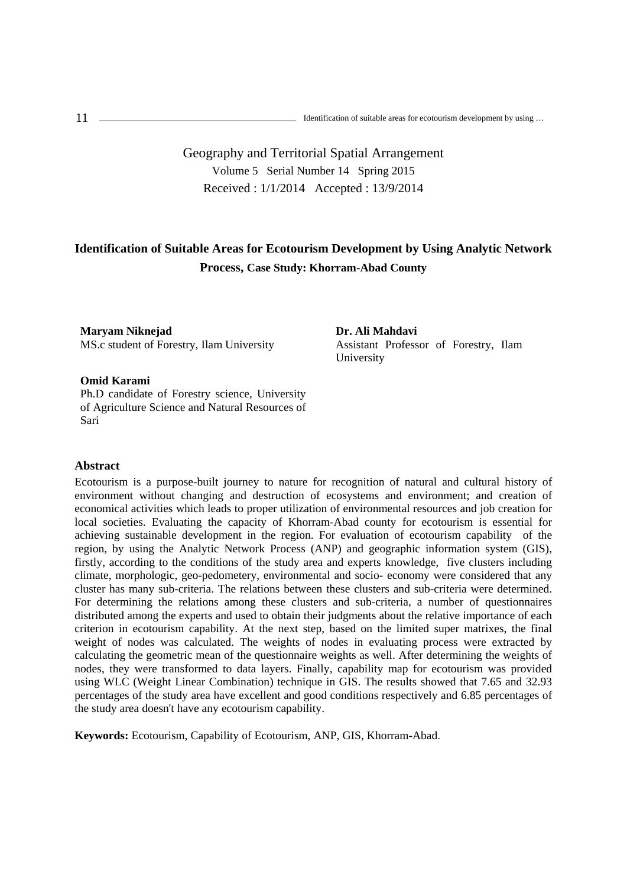Geography and Territorial Spatial Arrangement

Volume 5 Serial Number 14 Spring 2015

Received : 1/1/2014 Accepted : 13/9/2014

# Identification of Suitable Areas for Ecotourism Development by Using Analytic Network Process, Case Study: Khorram-Abad County

**Maryam Niknejad**
MS.c student of Forestry, Ilam University

**Dr. Ali Mahdavi**
Assistant Professor of Forestry, Ilam University

**Omid Karami**
Ph.D candidate of Forestry science, University of Agriculture Science and Natural Resources of Sari

## Abstract

Ecotourism is a purpose-built journey to nature for recognition of natural and cultural history of environment without changing and destruction of ecosystems and environment; and creation of economical activities which leads to proper utilization of environmental resources and job creation for local societies. Evaluating the capacity of Khorram-Abad county for ecotourism is essential for achieving sustainable development in the region. For evaluation of ecotourism capability of the region, by using the Analytic Network Process (ANP) and geographic information system (GIS), firstly, according to the conditions of the study area and experts knowledge, five clusters including climate, morphologic, geo-pedometery, environmental and socio- economy were considered that any cluster has many sub-criteria. The relations between these clusters and sub-criteria were determined. For determining the relations among these clusters and sub-criteria, a number of questionnaires distributed among the experts and used to obtain their judgments about the relative importance of each criterion in ecotourism capability. At the next step, based on the limited super matrixes, the final weight of nodes was calculated. The weights of nodes in evaluating process were extracted by calculating the geometric mean of the questionnaire weights as well. After determining the weights of nodes, they were transformed to data layers. Finally, capability map for ecotourism was provided using WLC (Weight Linear Combination) technique in GIS. The results showed that 7.65 and 32.93 percentages of the study area have excellent and good conditions respectively and 6.85 percentages of the study area doesn't have any ecotourism capability.

**Keywords:** Ecotourism, Capability of Ecotourism, ANP, GIS, Khorram-Abad.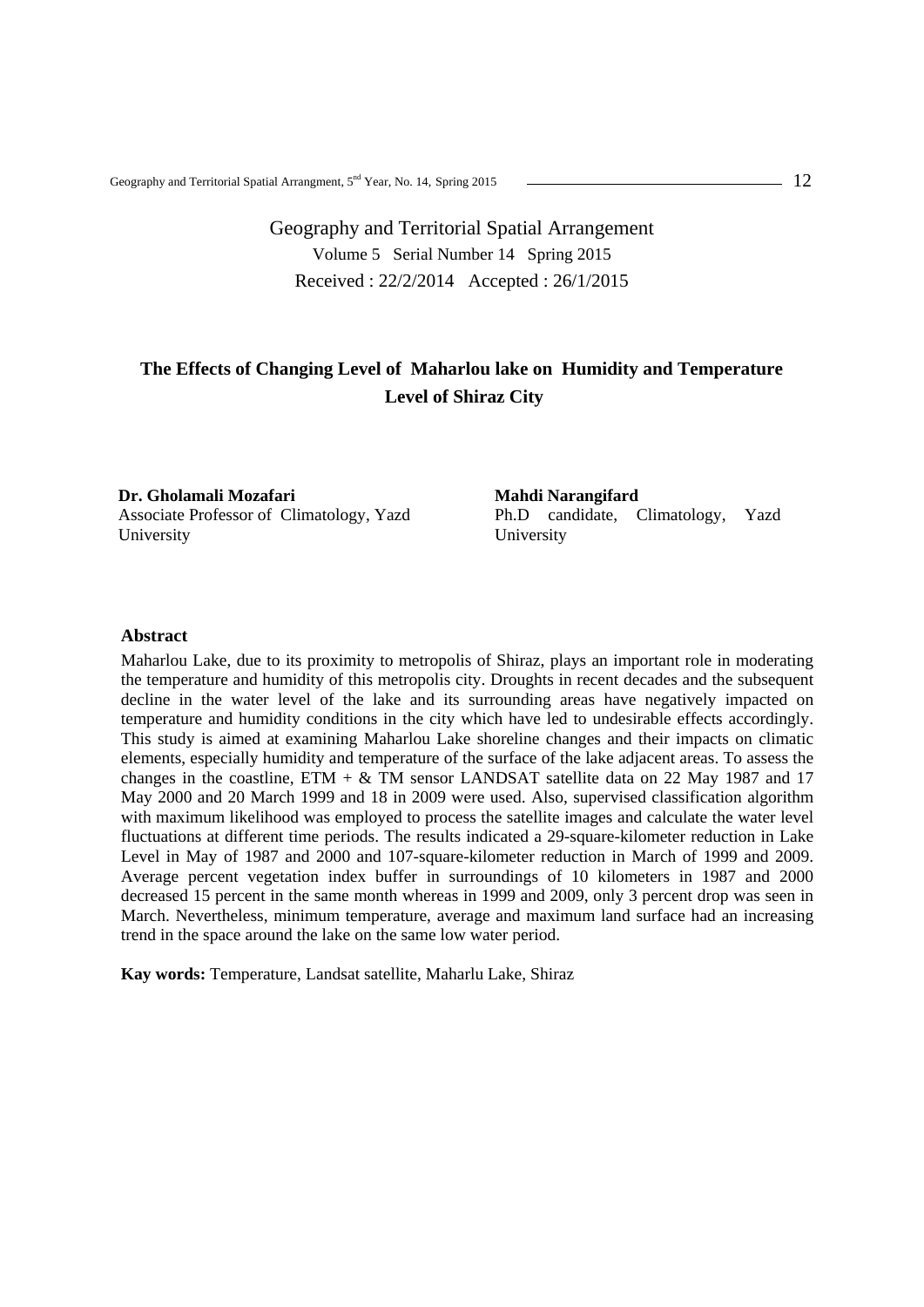Geography and Territorial Spatial Arrangement

Volume 5 Serial Number 14 Spring 2015

Received : 22/2/2014 Accepted : 26/1/2015

# The Effects of Changing Level of Maharlou lake on Humidity and Temperature Level of Shiraz City

**Dr. Gholamali Mozafari**
Associate Professor of Climatology, Yazd University

**Mahdi Narangifard**
Ph.D candidate, Climatology, Yazd University

## Abstract

Maharlou Lake, due to its proximity to metropolis of Shiraz, plays an important role in moderating the temperature and humidity of this metropolis city. Droughts in recent decades and the subsequent decline in the water level of the lake and its surrounding areas have negatively impacted on temperature and humidity conditions in the city which have led to undesirable effects accordingly. This study is aimed at examining Maharlou Lake shoreline changes and their impacts on climatic elements, especially humidity and temperature of the surface of the lake adjacent areas. To assess the changes in the coastline, ETM + & TM sensor LANDSAT satellite data on 22 May 1987 and 17 May 2000 and 20 March 1999 and 18 in 2009 were used. Also, supervised classification algorithm with maximum likelihood was employed to process the satellite images and calculate the water level fluctuations at different time periods. The results indicated a 29-square-kilometer reduction in Lake Level in May of 1987 and 2000 and 107-square-kilometer reduction in March of 1999 and 2009. Average percent vegetation index buffer in surroundings of 10 kilometers in 1987 and 2000 decreased 15 percent in the same month whereas in 1999 and 2009, only 3 percent drop was seen in March. Nevertheless, minimum temperature, average and maximum land surface had an increasing trend in the space around the lake on the same low water period.

**Kay words:** Temperature, Landsat satellite, Maharlu Lake, Shiraz